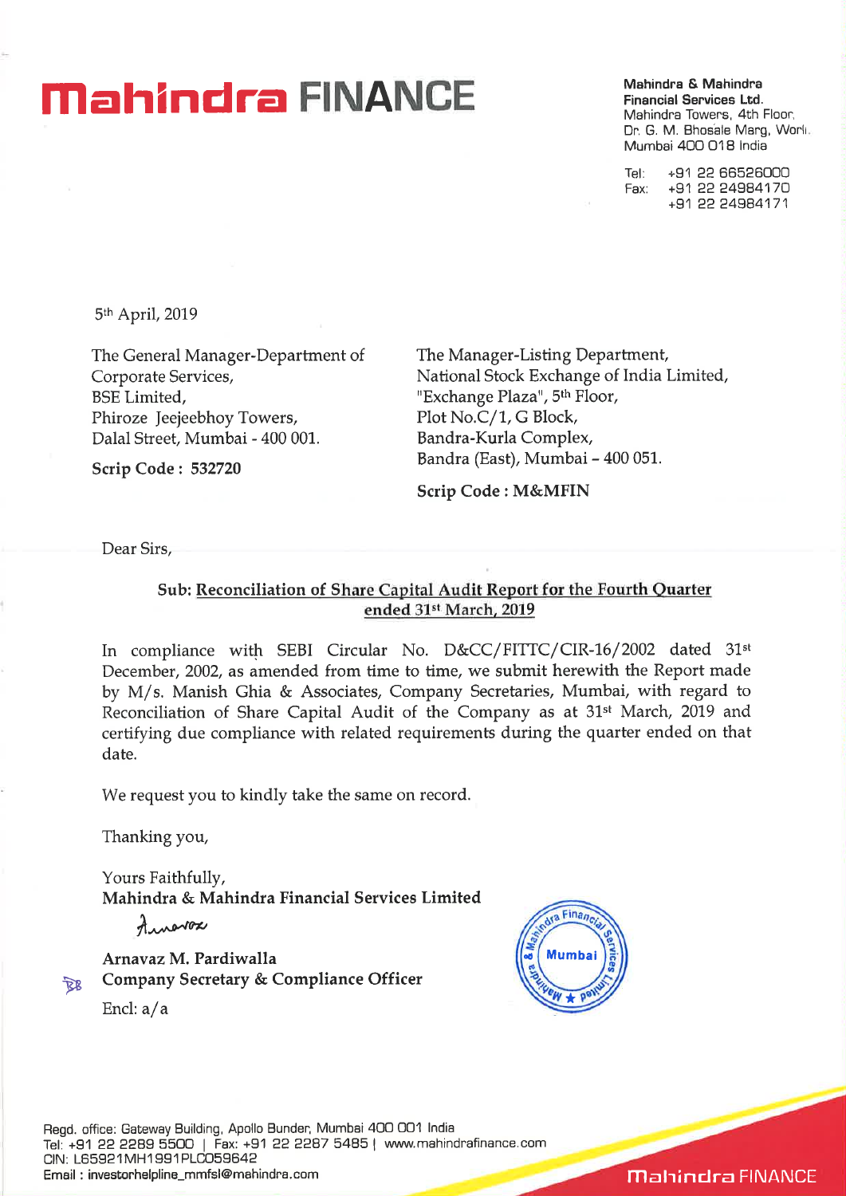# Mahindra FINANCE

**Mahindra & Mahindra Financial Services Ltd.**
Mahindra Towers, 4th Floor,
Dr. G. M. Bhosale Marg, Worli,
Mumbai 400 018 India

Tel: +91 22 66526000
Fax: +91 22 24984170
+91 22 24984171

5th April, 2019

The General Manager-Department of Corporate Services,
BSE Limited,
Phiroze Jeejeebhoy Towers,
Dalal Street, Mumbai - 400 001.

**Scrip Code : 532720**

The Manager-Listing Department,
National Stock Exchange of India Limited,
"Exchange Plaza", 5th Floor,
Plot No.C/1, G Block,
Bandra-Kurla Complex,
Bandra (East), Mumbai – 400 051.

**Scrip Code : M&MFIN**

Dear Sirs,

**Sub: Reconciliation of Share Capital Audit Report for the Fourth Quarter ended 31st March, 2019**

In compliance with SEBI Circular No. D&CC/FITTC/CIR-16/2002 dated 31st December, 2002, as amended from time to time, we submit herewith the Report made by M/s. Manish Ghia & Associates, Company Secretaries, Mumbai, with regard to Reconciliation of Share Capital Audit of the Company as at 31st March, 2019 and certifying due compliance with related requirements during the quarter ended on that date.

We request you to kindly take the same on record.

Thanking you,

Yours Faithfully,
**Mahindra & Mahindra Financial Services Limited**

**Arnavaz M. Pardiwalla**
**Company Secretary & Compliance Officer**

Encl: a/a

Regd. office: Gateway Building, Apollo Bunder, Mumbai 400 001 India
Tel: +91 22 2289 5500 | Fax: +91 22 2287 5485 | www.mahindrafinance.com
CIN: L65921MH1991PLC059642
Email : investorhelpline_mmfsl@mahindra.com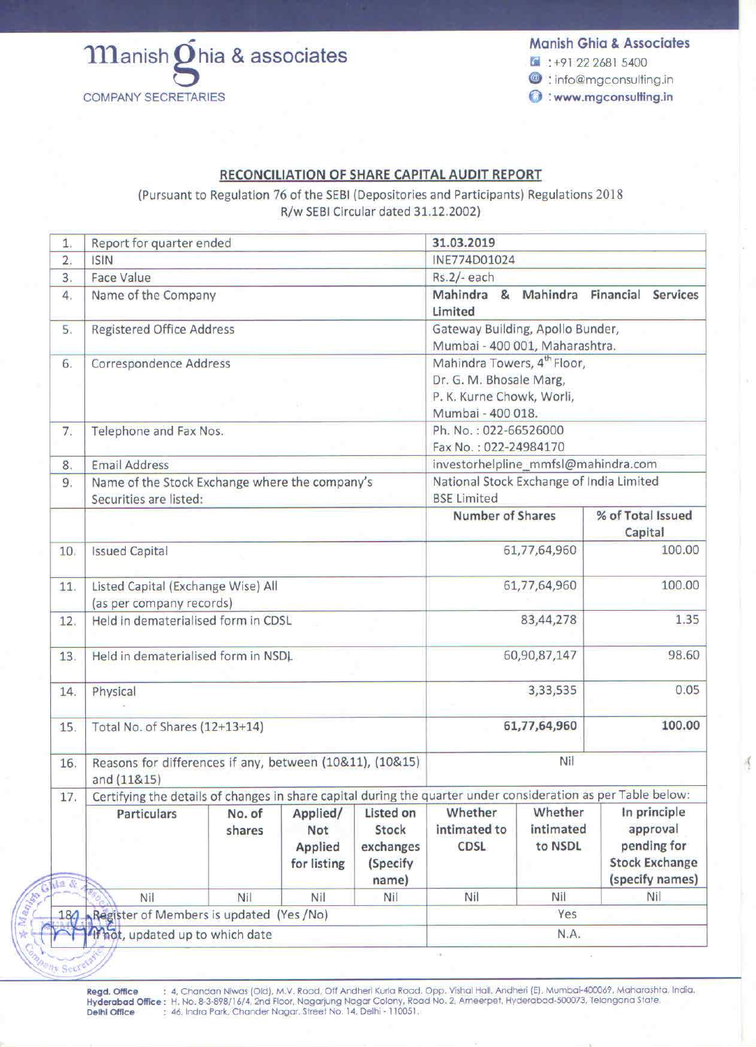Manish Ghia & associates

COMPANY SECRETARIES

Manish Ghia & Associates

: +91 22 2681 5400

: info@mgconsulting.in

: www.mgconsulting.in

## RECONCILIATION OF SHARE CAPITAL AUDIT REPORT

(Pursuant to Regulation 76 of the SEBI (Depositories and Participants) Regulations 2018 R/w SEBI Circular dated 31.12.2002)

| | | | | | | | | |
|---|---|---|---|---|---|---|---|---|
| 1. | Report for quarter ended | | | | 31.03.2019 | | | |
| 2. | ISIN | | | | INE774D01024 | | | |
| 3. | Face Value | | | | Rs.2/- each | | | |
| 4. | Name of the Company | | | | **Mahindra & Mahindra Financial Services Limited** | | | |
| 5. | Registered Office Address | | | | Gateway Building, Apollo Bunder, Mumbai - 400 001, Maharashtra. | | | |
| 6. | Correspondence Address | | | | Mahindra Towers, 4th Floor, Dr. G. M. Bhosale Marg, P. K. Kurne Chowk, Worli, Mumbai - 400 018. | | | |
| 7. | Telephone and Fax Nos. | | | | Ph. No. : 022-66526000 Fax No. : 022-24984170 | | | |
| 8. | Email Address | | | | investorhelpline_mmfsl@mahindra.com | | | |
| 9. | Name of the Stock Exchange where the company's Securities are listed: | | | | National Stock Exchange of India Limited BSE Limited | | | |
| | | | | | **Number of Shares** | | **% of Total Issued Capital** | |
| 10. | Issued Capital | | | | 61,77,64,960 | | 100.00 | |
| 11. | Listed Capital (Exchange Wise) All (as per company records) | | | | 61,77,64,960 | | 100.00 | |
| 12. | Held in dematerialised form in CDSL | | | | 83,44,278 | | 1.35 | |
| 13. | Held in dematerialised form in NSDL | | | | 60,90,87,147 | | 98.60 | |
| 14. | Physical | | | | 3,33,535 | | 0.05 | |
| 15. | Total No. of Shares (12+13+14) | | | | **61,77,64,960** | | **100.00** | |
| 16. | Reasons for differences if any, between (10&11), (10&15) and (11&15) | | | | Nil | | | |
| 17. | Certifying the details of changes in share capital during the quarter under consideration as per Table below: | | | | | | | |
| | **Particulars** | **No. of shares** | **Applied/ Not Applied for listing** | **Listed on Stock exchanges (Specify name)** | **Whether intimated to CDSL** | **Whether intimated to NSDL** | **In principle approval pending for Stock Exchange (specify names)** | |
| | Nil | Nil | Nil | Nil | Nil | Nil | Nil | |
| 18. | Register of Members is updated (Yes /No) | | | | Yes | | | |
| | If not, updated up to which date | | | | N.A. | | | |

**Regd. Office** : 4, Chandan Niwas (Old), M.V. Road, Off Andheri Kurla Road, Opp. Vishal Hall, Andheri (E), Mumbai-400069, Maharashtra, India.
**Hyderabad Office** : H. No. 8-3-898/16/4, 2nd Floor, Nagarjung Nagar Colony, Road No. 2, Ameerpet, Hyderabad-500073, Telangana State.
**Delhi Office** : 46, Indra Park, Chander Nagar, Street No. 14, Delhi - 110051.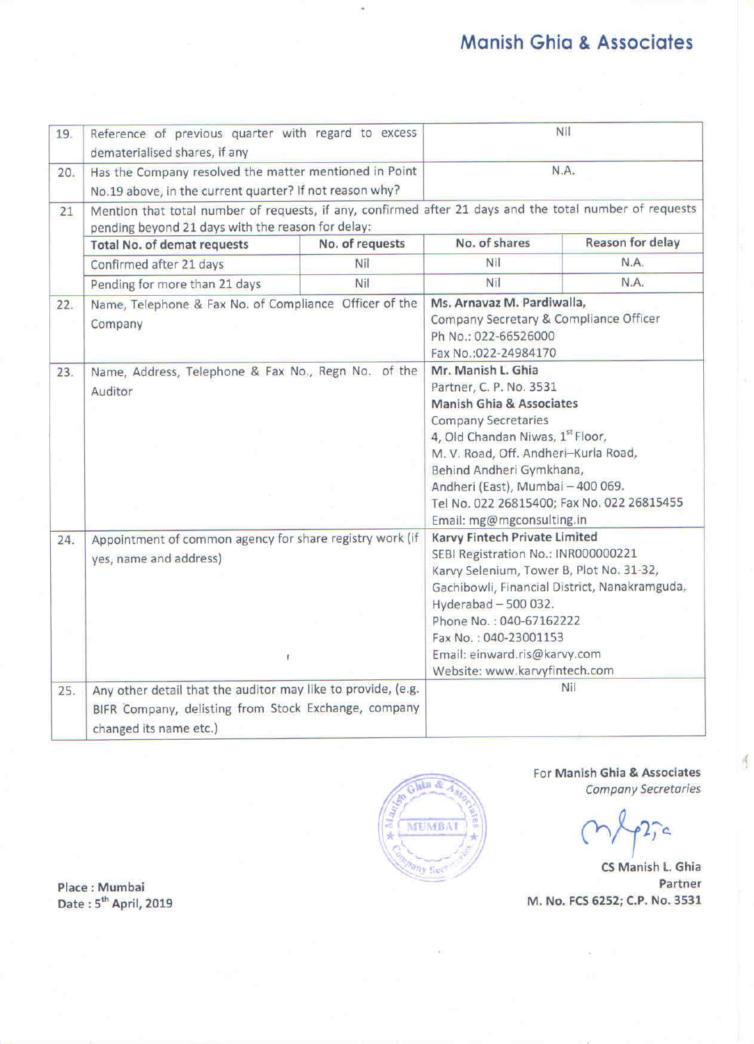| | | | | |
|---|---|---|---|---|
| 19. | Reference of previous quarter with regard to excess dematerialised shares, if any | | Nil | |
| 20. | Has the Company resolved the matter mentioned in Point No.19 above, in the current quarter? If not reason why? | | N.A. | |
| 21 | Mention that total number of requests, if any, confirmed after 21 days and the total number of requests pending beyond 21 days with the reason for delay: | | | |
| | **Total No. of demat requests** | **No. of requests** | **No. of shares** | **Reason for delay** |
| | Confirmed after 21 days | Nil | Nil | N.A. |
| | Pending for more than 21 days | Nil | Nil | N.A. |
| 22. | Name, Telephone & Fax No. of Compliance Officer of the Company | | **Ms. Arnavaz M. Pardiwalla,**<br>Company Secretary & Compliance Officer<br>Ph No.: 022-66526000<br>Fax No.:022-24984170 | |
| 23. | Name, Address, Telephone & Fax No., Regn No. of the Auditor | | **Mr. Manish L. Ghia**<br>Partner, C. P. No. 3531<br>**Manish Ghia & Associates**<br>Company Secretaries<br>4, Old Chandan Niwas, 1st Floor,<br>M. V. Road, Off. Andheri–Kurla Road,<br>Behind Andheri Gymkhana,<br>Andheri (East), Mumbai – 400 069.<br>Tel No. 022 26815400; Fax No. 022 26815455<br>Email: mg@mgconsulting.in | |
| 24. | Appointment of common agency for share registry work (if yes, name and address) | | **Karvy Fintech Private Limited**<br>SEBI Registration No.: INR000000221<br>Karvy Selenium, Tower B, Plot No. 31-32,<br>Gachibowli, Financial District, Nanakramguda,<br>Hyderabad – 500 032.<br>Phone No. : 040-67162222<br>Fax No. : 040-23001153<br>Email: einward.ris@karvy.com<br>Website: www.karvyfintech.com | |
| 25. | Any other detail that the auditor may like to provide, (e.g. BIFR Company, delisting from Stock Exchange, company changed its name etc.) | | Nil | |

For **Manish Ghia & Associates**
*Company Secretaries*

**CS Manish L. Ghia**
**Partner**
**M. No. FCS 6252; C.P. No. 3531**

**Place : Mumbai**
**Date : 5th April, 2019**